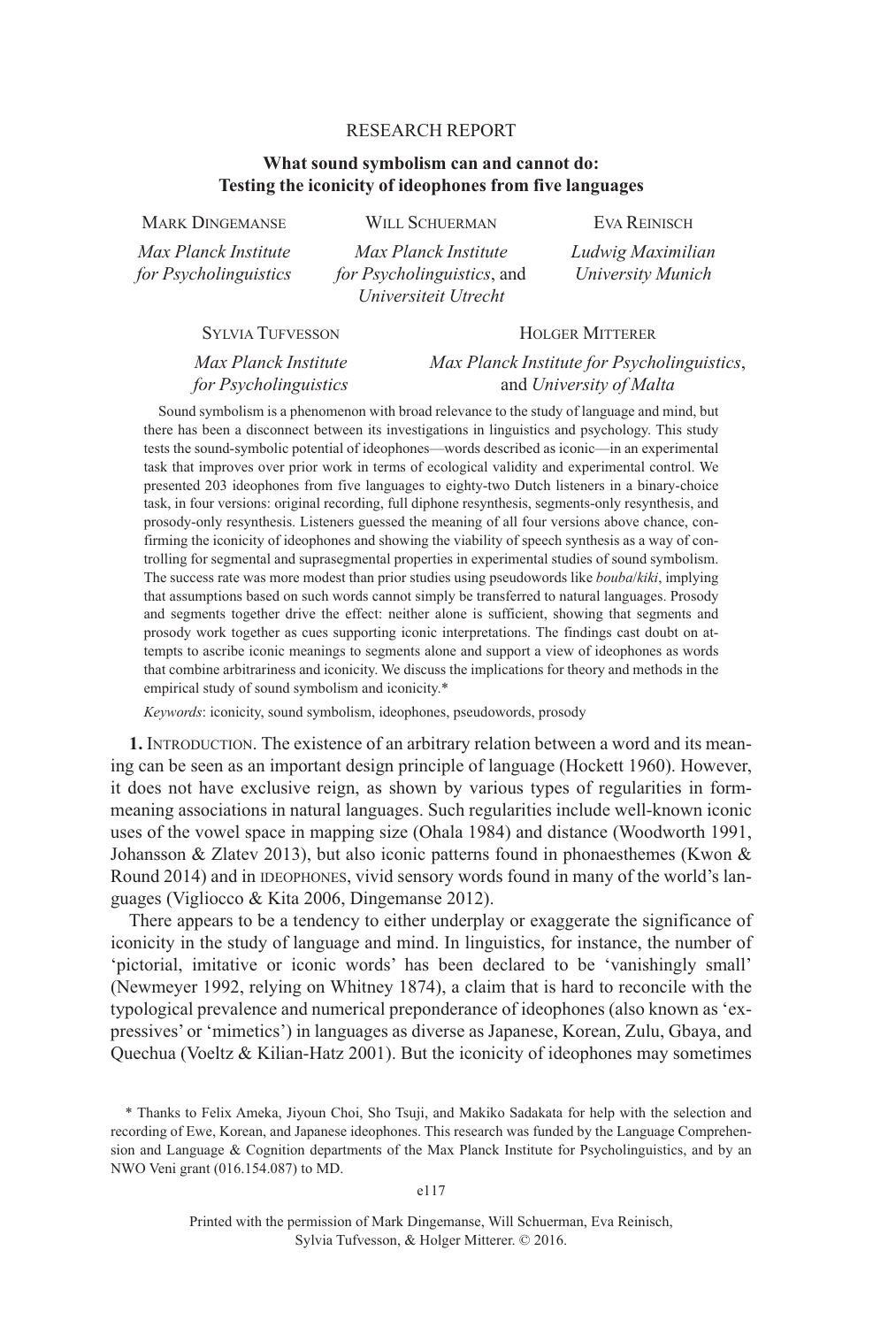RESEARCH REPORT

# What sound symbolism can and cannot do: Testing the iconicity of ideophones from five languages

MARK DINGEMANSE — *Max Planck Institute for Psycholinguistics*

WILL SCHUERMAN — *Max Planck Institute for Psycholinguistics*, and *Universiteit Utrecht*

EVA REINISCH — *Ludwig Maximilian University Munich*

SYLVIA TUFVESSON — *Max Planck Institute for Psycholinguistics*

HOLGER MITTERER — *Max Planck Institute for Psycholinguistics*, and *University of Malta*

Sound symbolism is a phenomenon with broad relevance to the study of language and mind, but there has been a disconnect between its investigations in linguistics and psychology. This study tests the sound-symbolic potential of ideophones—words described as iconic—in an experimental task that improves over prior work in terms of ecological validity and experimental control. We presented 203 ideophones from five languages to eighty-two Dutch listeners in a binary-choice task, in four versions: original recording, full diphone resynthesis, segments-only resynthesis, and prosody-only resynthesis. Listeners guessed the meaning of all four versions above chance, confirming the iconicity of ideophones and showing the viability of speech synthesis as a way of controlling for segmental and suprasegmental properties in experimental studies of sound symbolism. The success rate was more modest than prior studies using pseudowords like *bouba*/*kiki*, implying that assumptions based on such words cannot simply be transferred to natural languages. Prosody and segments together drive the effect: neither alone is sufficient, showing that segments and prosody work together as cues supporting iconic interpretations. The findings cast doubt on attempts to ascribe iconic meanings to segments alone and support a view of ideophones as words that combine arbitrariness and iconicity. We discuss the implications for theory and methods in the empirical study of sound symbolism and iconicity.*

*Keywords*: iconicity, sound symbolism, ideophones, pseudowords, prosody

**1.** INTRODUCTION. The existence of an arbitrary relation between a word and its meaning can be seen as an important design principle of language (Hockett 1960). However, it does not have exclusive reign, as shown by various types of regularities in form-meaning associations in natural languages. Such regularities include well-known iconic uses of the vowel space in mapping size (Ohala 1984) and distance (Woodworth 1991, Johansson & Zlatev 2013), but also iconic patterns found in phonaesthemes (Kwon & Round 2014) and in IDEOPHONES, vivid sensory words found in many of the world's languages (Vigliocco & Kita 2006, Dingemanse 2012).

There appears to be a tendency to either underplay or exaggerate the significance of iconicity in the study of language and mind. In linguistics, for instance, the number of 'pictorial, imitative or iconic words' has been declared to be 'vanishingly small' (Newmeyer 1992, relying on Whitney 1874), a claim that is hard to reconcile with the typological prevalence and numerical preponderance of ideophones (also known as 'expressives' or 'mimetics') in languages as diverse as Japanese, Korean, Zulu, Gbaya, and Quechua (Voeltz & Kilian-Hatz 2001). But the iconicity of ideophones may sometimes

\* Thanks to Felix Ameka, Jiyoun Choi, Sho Tsuji, and Makiko Sadakata for help with the selection and recording of Ewe, Korean, and Japanese ideophones. This research was funded by the Language Comprehension and Language & Cognition departments of the Max Planck Institute for Psycholinguistics, and by an NWO Veni grant (016.154.087) to MD.

Printed with the permission of Mark Dingemanse, Will Schuerman, Eva Reinisch, Sylvia Tufvesson, & Holger Mitterer. © 2016.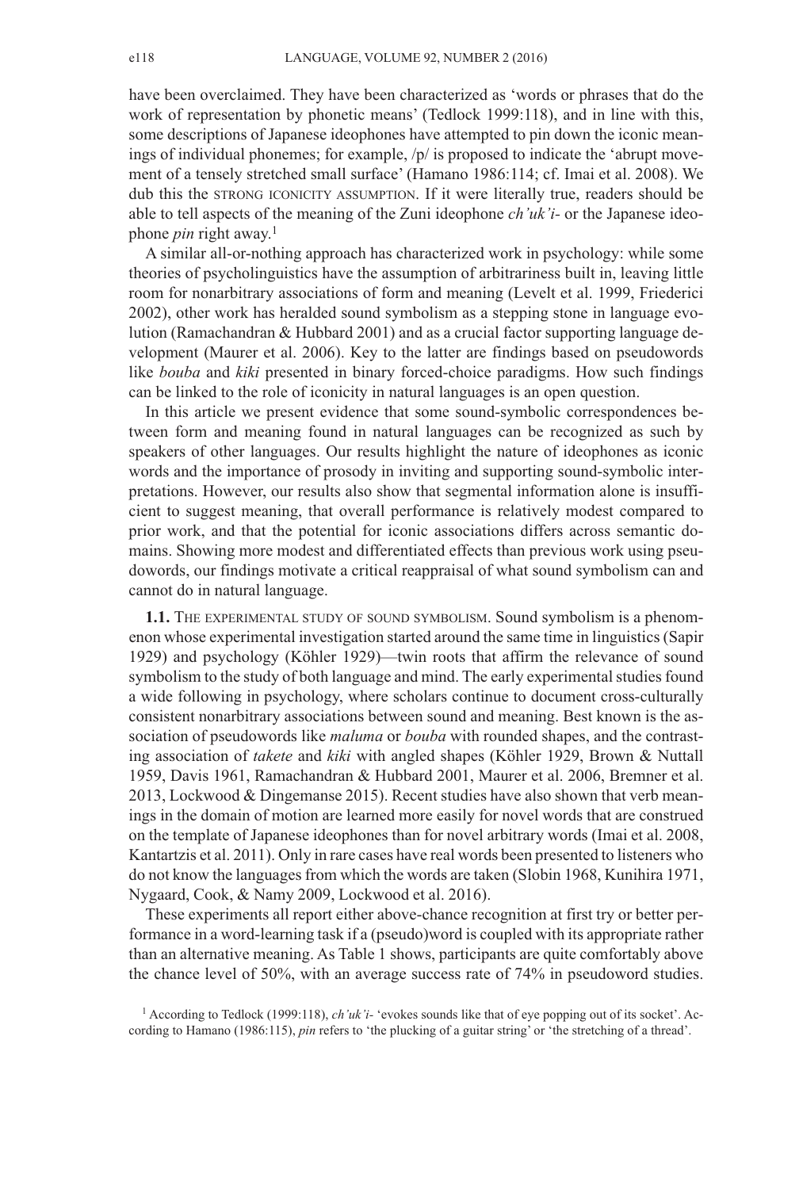have been overclaimed. They have been characterized as 'words or phrases that do the work of representation by phonetic means' (Tedlock 1999:118), and in line with this, some descriptions of Japanese ideophones have attempted to pin down the iconic meanings of individual phonemes; for example, /p/ is proposed to indicate the 'abrupt movement of a tensely stretched small surface' (Hamano 1986:114; cf. Imai et al. 2008). We dub this the STRONG ICONICITY ASSUMPTION. If it were literally true, readers should be able to tell aspects of the meaning of the Zuni ideophone *ch'uk'i-* or the Japanese ideophone *pin* right away.[1]

A similar all-or-nothing approach has characterized work in psychology: while some theories of psycholinguistics have the assumption of arbitrariness built in, leaving little room for nonarbitrary associations of form and meaning (Levelt et al. 1999, Friederici 2002), other work has heralded sound symbolism as a stepping stone in language evolution (Ramachandran & Hubbard 2001) and as a crucial factor supporting language development (Maurer et al. 2006). Key to the latter are findings based on pseudowords like *bouba* and *kiki* presented in binary forced-choice paradigms. How such findings can be linked to the role of iconicity in natural languages is an open question.

In this article we present evidence that some sound-symbolic correspondences between form and meaning found in natural languages can be recognized as such by speakers of other languages. Our results highlight the nature of ideophones as iconic words and the importance of prosody in inviting and supporting sound-symbolic interpretations. However, our results also show that segmental information alone is insufficient to suggest meaning, that overall performance is relatively modest compared to prior work, and that the potential for iconic associations differs across semantic domains. Showing more modest and differentiated effects than previous work using pseudowords, our findings motivate a critical reappraisal of what sound symbolism can and cannot do in natural language.

**1.1.** THE EXPERIMENTAL STUDY OF SOUND SYMBOLISM. Sound symbolism is a phenomenon whose experimental investigation started around the same time in linguistics (Sapir 1929) and psychology (Köhler 1929)—twin roots that affirm the relevance of sound symbolism to the study of both language and mind. The early experimental studies found a wide following in psychology, where scholars continue to document cross-culturally consistent nonarbitrary associations between sound and meaning. Best known is the association of pseudowords like *maluma* or *bouba* with rounded shapes, and the contrasting association of *takete* and *kiki* with angled shapes (Köhler 1929, Brown & Nuttall 1959, Davis 1961, Ramachandran & Hubbard 2001, Maurer et al. 2006, Bremner et al. 2013, Lockwood & Dingemanse 2015). Recent studies have also shown that verb meanings in the domain of motion are learned more easily for novel words that are construed on the template of Japanese ideophones than for novel arbitrary words (Imai et al. 2008, Kantartzis et al. 2011). Only in rare cases have real words been presented to listeners who do not know the languages from which the words are taken (Slobin 1968, Kunihira 1971, Nygaard, Cook, & Namy 2009, Lockwood et al. 2016).

These experiments all report either above-chance recognition at first try or better performance in a word-learning task if a (pseudo)word is coupled with its appropriate rather than an alternative meaning. As Table 1 shows, participants are quite comfortably above the chance level of 50%, with an average success rate of 74% in pseudoword studies.

[1] According to Tedlock (1999:118), *ch'uk'i-* 'evokes sounds like that of eye popping out of its socket'. According to Hamano (1986:115), *pin* refers to 'the plucking of a guitar string' or 'the stretching of a thread'.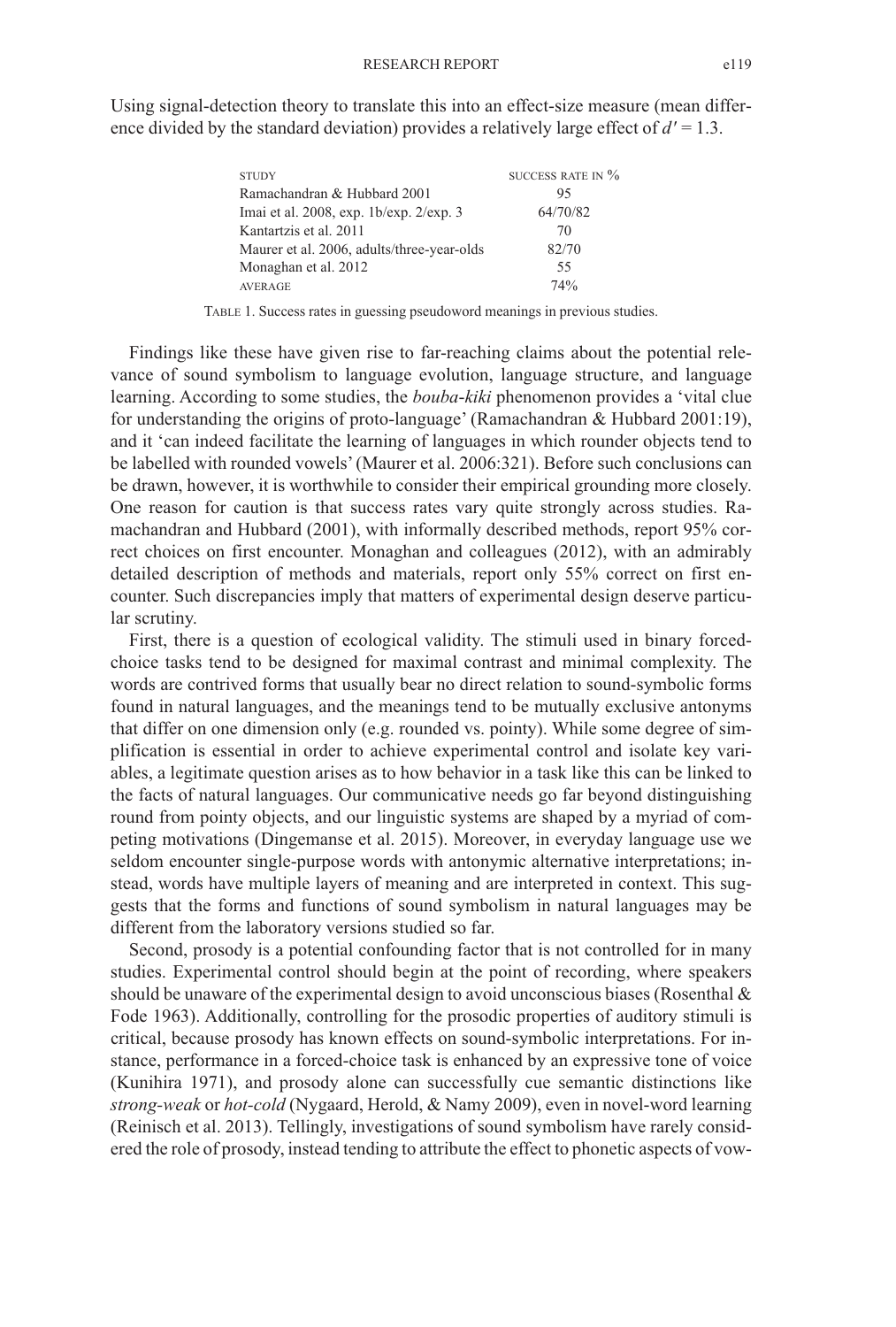Using signal-detection theory to translate this into an effect-size measure (mean difference divided by the standard deviation) provides a relatively large effect of $d' = 1.3$.

| STUDY | SUCCESS RATE IN % |
|---|---|
| Ramachandran & Hubbard 2001 | 95 |
| Imai et al. 2008, exp. 1b/exp. 2/exp. 3 | 64/70/82 |
| Kantartzis et al. 2011 | 70 |
| Maurer et al. 2006, adults/three-year-olds | 82/70 |
| Monaghan et al. 2012 | 55 |
| AVERAGE | 74% |

TABLE 1. Success rates in guessing pseudoword meanings in previous studies.

Findings like these have given rise to far-reaching claims about the potential relevance of sound symbolism to language evolution, language structure, and language learning. According to some studies, the *bouba-kiki* phenomenon provides a 'vital clue for understanding the origins of proto-language' (Ramachandran & Hubbard 2001:19), and it 'can indeed facilitate the learning of languages in which rounder objects tend to be labelled with rounded vowels' (Maurer et al. 2006:321). Before such conclusions can be drawn, however, it is worthwhile to consider their empirical grounding more closely. One reason for caution is that success rates vary quite strongly across studies. Ramachandran and Hubbard (2001), with informally described methods, report 95% correct choices on first encounter. Monaghan and colleagues (2012), with an admirably detailed description of methods and materials, report only 55% correct on first encounter. Such discrepancies imply that matters of experimental design deserve particular scrutiny.

First, there is a question of ecological validity. The stimuli used in binary forced-choice tasks tend to be designed for maximal contrast and minimal complexity. The words are contrived forms that usually bear no direct relation to sound-symbolic forms found in natural languages, and the meanings tend to be mutually exclusive antonyms that differ on one dimension only (e.g. rounded vs. pointy). While some degree of simplification is essential in order to achieve experimental control and isolate key variables, a legitimate question arises as to how behavior in a task like this can be linked to the facts of natural languages. Our communicative needs go far beyond distinguishing round from pointy objects, and our linguistic systems are shaped by a myriad of competing motivations (Dingemanse et al. 2015). Moreover, in everyday language use we seldom encounter single-purpose words with antonymic alternative interpretations; instead, words have multiple layers of meaning and are interpreted in context. This suggests that the forms and functions of sound symbolism in natural languages may be different from the laboratory versions studied so far.

Second, prosody is a potential confounding factor that is not controlled for in many studies. Experimental control should begin at the point of recording, where speakers should be unaware of the experimental design to avoid unconscious biases (Rosenthal & Fode 1963). Additionally, controlling for the prosodic properties of auditory stimuli is critical, because prosody has known effects on sound-symbolic interpretations. For instance, performance in a forced-choice task is enhanced by an expressive tone of voice (Kunihira 1971), and prosody alone can successfully cue semantic distinctions like *strong-weak* or *hot-cold* (Nygaard, Herold, & Namy 2009), even in novel-word learning (Reinisch et al. 2013). Tellingly, investigations of sound symbolism have rarely considered the role of prosody, instead tending to attribute the effect to phonetic aspects of vow-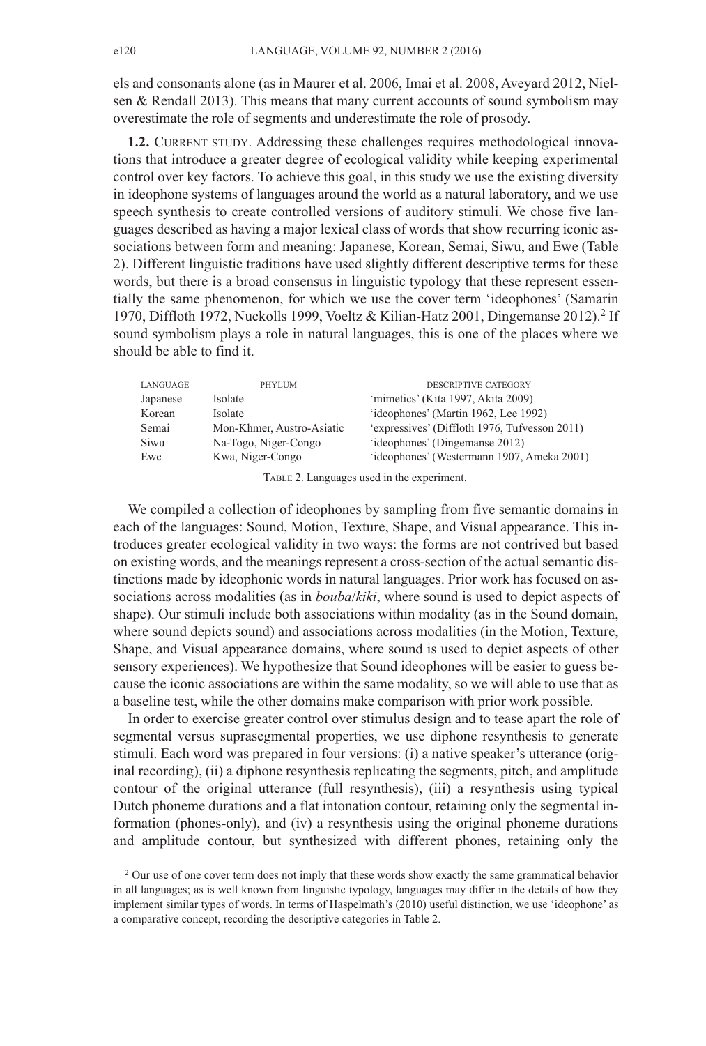els and consonants alone (as in Maurer et al. 2006, Imai et al. 2008, Aveyard 2012, Nielsen & Rendall 2013). This means that many current accounts of sound symbolism may overestimate the role of segments and underestimate the role of prosody.

**1.2.** Current study. Addressing these challenges requires methodological innovations that introduce a greater degree of ecological validity while keeping experimental control over key factors. To achieve this goal, in this study we use the existing diversity in ideophone systems of languages around the world as a natural laboratory, and we use speech synthesis to create controlled versions of auditory stimuli. We chose five languages described as having a major lexical class of words that show recurring iconic associations between form and meaning: Japanese, Korean, Semai, Siwu, and Ewe (Table 2). Different linguistic traditions have used slightly different descriptive terms for these words, but there is a broad consensus in linguistic typology that these represent essentially the same phenomenon, for which we use the cover term 'ideophones' (Samarin 1970, Diffloth 1972, Nuckolls 1999, Voeltz & Kilian-Hatz 2001, Dingemanse 2012).[2] If sound symbolism plays a role in natural languages, this is one of the places where we should be able to find it.

| Language | Phylum | Descriptive category |
|---|---|---|
| Japanese | Isolate | 'mimetics' (Kita 1997, Akita 2009) |
| Korean | Isolate | 'ideophones' (Martin 1962, Lee 1992) |
| Semai | Mon-Khmer, Austro-Asiatic | 'expressives' (Diffloth 1976, Tufvesson 2011) |
| Siwu | Na-Togo, Niger-Congo | 'ideophones' (Dingemanse 2012) |
| Ewe | Kwa, Niger-Congo | 'ideophones' (Westermann 1907, Ameka 2001) |

Table 2. Languages used in the experiment.

We compiled a collection of ideophones by sampling from five semantic domains in each of the languages: Sound, Motion, Texture, Shape, and Visual appearance. This introduces greater ecological validity in two ways: the forms are not contrived but based on existing words, and the meanings represent a cross-section of the actual semantic distinctions made by ideophonic words in natural languages. Prior work has focused on associations across modalities (as in *bouba*/*kiki*, where sound is used to depict aspects of shape). Our stimuli include both associations within modality (as in the Sound domain, where sound depicts sound) and associations across modalities (in the Motion, Texture, Shape, and Visual appearance domains, where sound is used to depict aspects of other sensory experiences). We hypothesize that Sound ideophones will be easier to guess because the iconic associations are within the same modality, so we will able to use that as a baseline test, while the other domains make comparison with prior work possible.

In order to exercise greater control over stimulus design and to tease apart the role of segmental versus suprasegmental properties, we use diphone resynthesis to generate stimuli. Each word was prepared in four versions: (i) a native speaker's utterance (original recording), (ii) a diphone resynthesis replicating the segments, pitch, and amplitude contour of the original utterance (full resynthesis), (iii) a resynthesis using typical Dutch phoneme durations and a flat intonation contour, retaining only the segmental information (phones-only), and (iv) a resynthesis using the original phoneme durations and amplitude contour, but synthesized with different phones, retaining only the

[2] Our use of one cover term does not imply that these words show exactly the same grammatical behavior in all languages; as is well known from linguistic typology, languages may differ in the details of how they implement similar types of words. In terms of Haspelmath's (2010) useful distinction, we use 'ideophone' as a comparative concept, recording the descriptive categories in Table 2.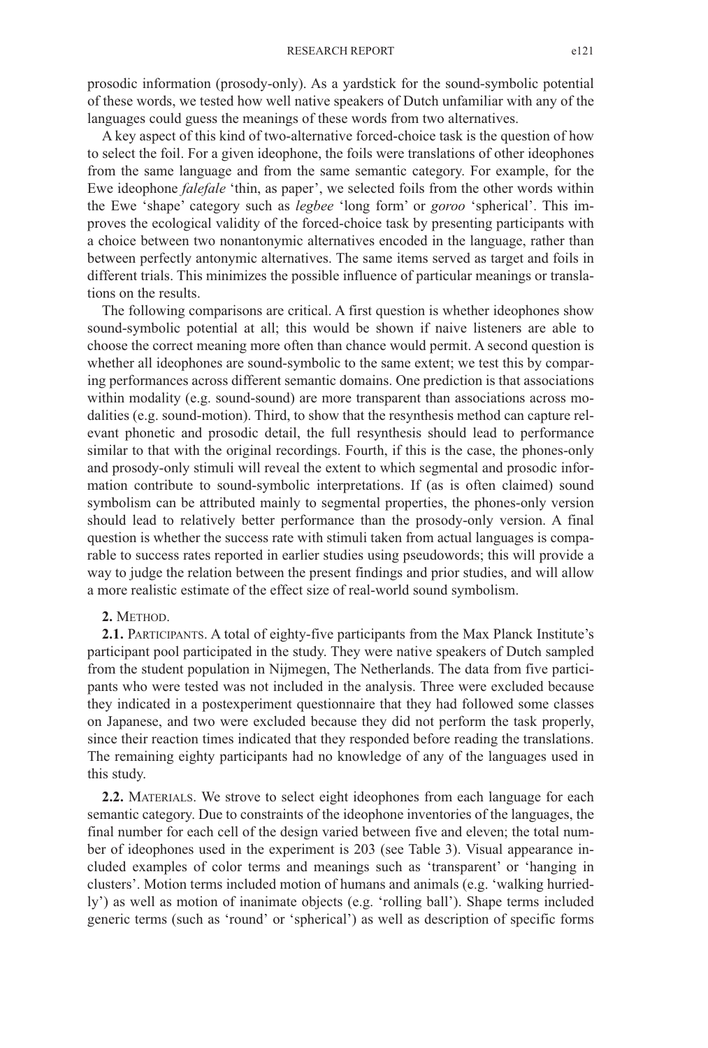prosodic information (prosody-only). As a yardstick for the sound-symbolic potential of these words, we tested how well native speakers of Dutch unfamiliar with any of the languages could guess the meanings of these words from two alternatives.

A key aspect of this kind of two-alternative forced-choice task is the question of how to select the foil. For a given ideophone, the foils were translations of other ideophones from the same language and from the same semantic category. For example, for the Ewe ideophone *falefale* 'thin, as paper', we selected foils from the other words within the Ewe 'shape' category such as *legbee* 'long form' or *goroo* 'spherical'. This improves the ecological validity of the forced-choice task by presenting participants with a choice between two nonantonymic alternatives encoded in the language, rather than between perfectly antonymic alternatives. The same items served as target and foils in different trials. This minimizes the possible influence of particular meanings or translations on the results.

The following comparisons are critical. A first question is whether ideophones show sound-symbolic potential at all; this would be shown if naive listeners are able to choose the correct meaning more often than chance would permit. A second question is whether all ideophones are sound-symbolic to the same extent; we test this by comparing performances across different semantic domains. One prediction is that associations within modality (e.g. sound-sound) are more transparent than associations across modalities (e.g. sound-motion). Third, to show that the resynthesis method can capture relevant phonetic and prosodic detail, the full resynthesis should lead to performance similar to that with the original recordings. Fourth, if this is the case, the phones-only and prosody-only stimuli will reveal the extent to which segmental and prosodic information contribute to sound-symbolic interpretations. If (as is often claimed) sound symbolism can be attributed mainly to segmental properties, the phones-only version should lead to relatively better performance than the prosody-only version. A final question is whether the success rate with stimuli taken from actual languages is comparable to success rates reported in earlier studies using pseudowords; this will provide a way to judge the relation between the present findings and prior studies, and will allow a more realistic estimate of the effect size of real-world sound symbolism.

## 2. Method.

**2.1.** Participants. A total of eighty-five participants from the Max Planck Institute's participant pool participated in the study. They were native speakers of Dutch sampled from the student population in Nijmegen, The Netherlands. The data from five participants who were tested was not included in the analysis. Three were excluded because they indicated in a postexperiment questionnaire that they had followed some classes on Japanese, and two were excluded because they did not perform the task properly, since their reaction times indicated that they responded before reading the translations. The remaining eighty participants had no knowledge of any of the languages used in this study.

**2.2.** Materials. We strove to select eight ideophones from each language for each semantic category. Due to constraints of the ideophone inventories of the languages, the final number for each cell of the design varied between five and eleven; the total number of ideophones used in the experiment is 203 (see Table 3). Visual appearance included examples of color terms and meanings such as 'transparent' or 'hanging in clusters'. Motion terms included motion of humans and animals (e.g. 'walking hurriedly') as well as motion of inanimate objects (e.g. 'rolling ball'). Shape terms included generic terms (such as 'round' or 'spherical') as well as description of specific forms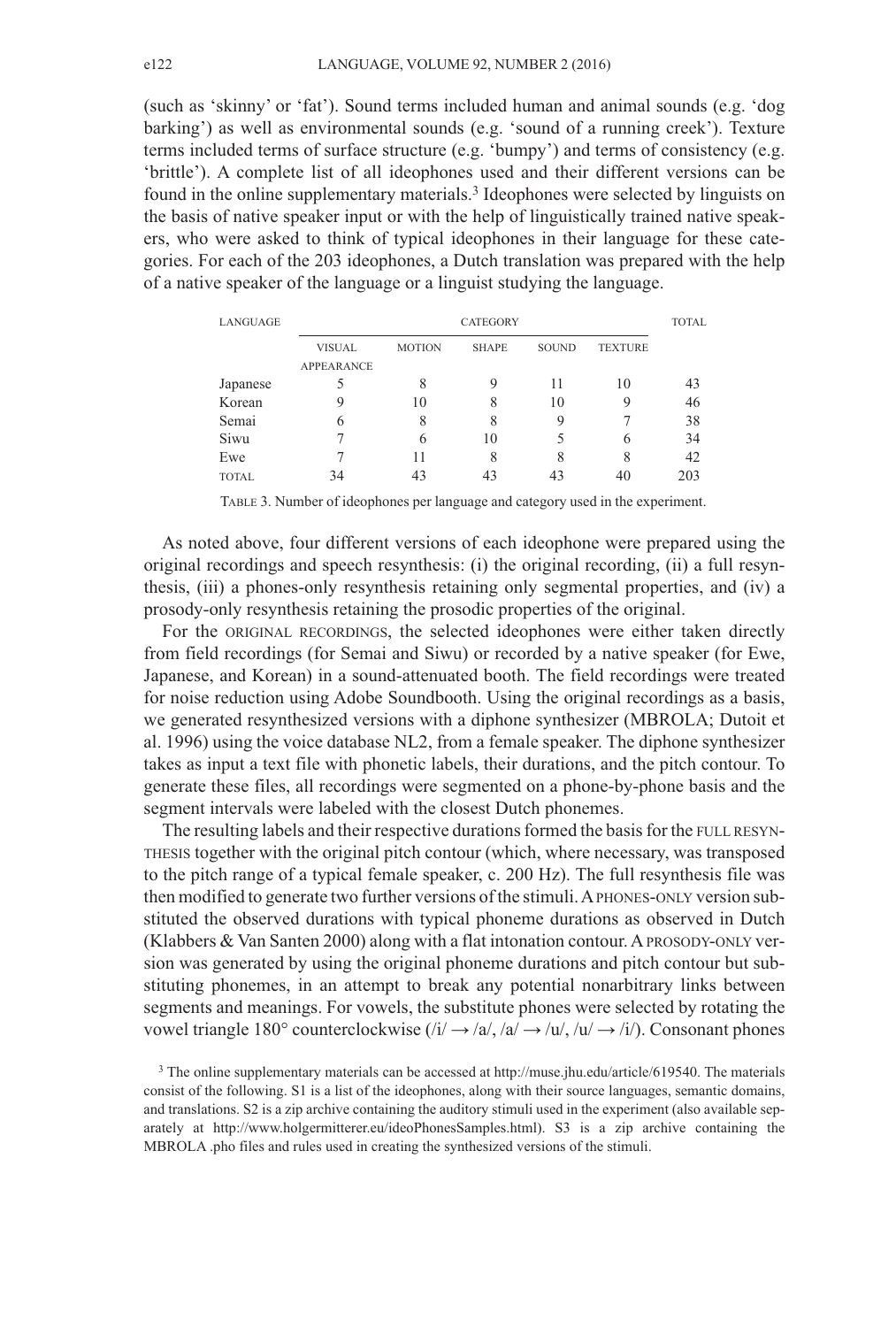(such as 'skinny' or 'fat'). Sound terms included human and animal sounds (e.g. 'dog barking') as well as environmental sounds (e.g. 'sound of a running creek'). Texture terms included terms of surface structure (e.g. 'bumpy') and terms of consistency (e.g. 'brittle'). A complete list of all ideophones used and their different versions can be found in the online supplementary materials.[3] Ideophones were selected by linguists on the basis of native speaker input or with the help of linguistically trained native speakers, who were asked to think of typical ideophones in their language for these categories. For each of the 203 ideophones, a Dutch translation was prepared with the help of a native speaker of the language or a linguist studying the language.

| LANGUAGE | CATEGORY | | | | | TOTAL |
|---|---|---|---|---|---|---|
| | VISUAL APPEARANCE | MOTION | SHAPE | SOUND | TEXTURE | |
| Japanese | 5 | 8 | 9 | 11 | 10 | 43 |
| Korean | 9 | 10 | 8 | 10 | 9 | 46 |
| Semai | 6 | 8 | 8 | 9 | 7 | 38 |
| Siwu | 7 | 6 | 10 | 5 | 6 | 34 |
| Ewe | 7 | 11 | 8 | 8 | 8 | 42 |
| TOTAL | 34 | 43 | 43 | 43 | 40 | 203 |

TABLE 3. Number of ideophones per language and category used in the experiment.

As noted above, four different versions of each ideophone were prepared using the original recordings and speech resynthesis: (i) the original recording, (ii) a full resynthesis, (iii) a phones-only resynthesis retaining only segmental properties, and (iv) a prosody-only resynthesis retaining the prosodic properties of the original.

For the ORIGINAL RECORDINGS, the selected ideophones were either taken directly from field recordings (for Semai and Siwu) or recorded by a native speaker (for Ewe, Japanese, and Korean) in a sound-attenuated booth. The field recordings were treated for noise reduction using Adobe Soundbooth. Using the original recordings as a basis, we generated resynthesized versions with a diphone synthesizer (MBROLA; Dutoit et al. 1996) using the voice database NL2, from a female speaker. The diphone synthesizer takes as input a text file with phonetic labels, their durations, and the pitch contour. To generate these files, all recordings were segmented on a phone-by-phone basis and the segment intervals were labeled with the closest Dutch phonemes.

The resulting labels and their respective durations formed the basis for the FULL RESYNTHESIS together with the original pitch contour (which, where necessary, was transposed to the pitch range of a typical female speaker, c. 200 Hz). The full resynthesis file was then modified to generate two further versions of the stimuli. A PHONES-ONLY version substituted the observed durations with typical phoneme durations as observed in Dutch (Klabbers & Van Santen 2000) along with a flat intonation contour. A PROSODY-ONLY version was generated by using the original phoneme durations and pitch contour but substituting phonemes, in an attempt to break any potential nonarbitrary links between segments and meanings. For vowels, the substitute phones were selected by rotating the vowel triangle 180° counterclockwise (/i/ → /a/, /a/ → /u/, /u/ → /i/). Consonant phones

[3] The online supplementary materials can be accessed at http://muse.jhu.edu/article/619540. The materials consist of the following. S1 is a list of the ideophones, along with their source languages, semantic domains, and translations. S2 is a zip archive containing the auditory stimuli used in the experiment (also available separately at http://www.holgermitterer.eu/ideoPhonesSamples.html). S3 is a zip archive containing the MBROLA .pho files and rules used in creating the synthesized versions of the stimuli.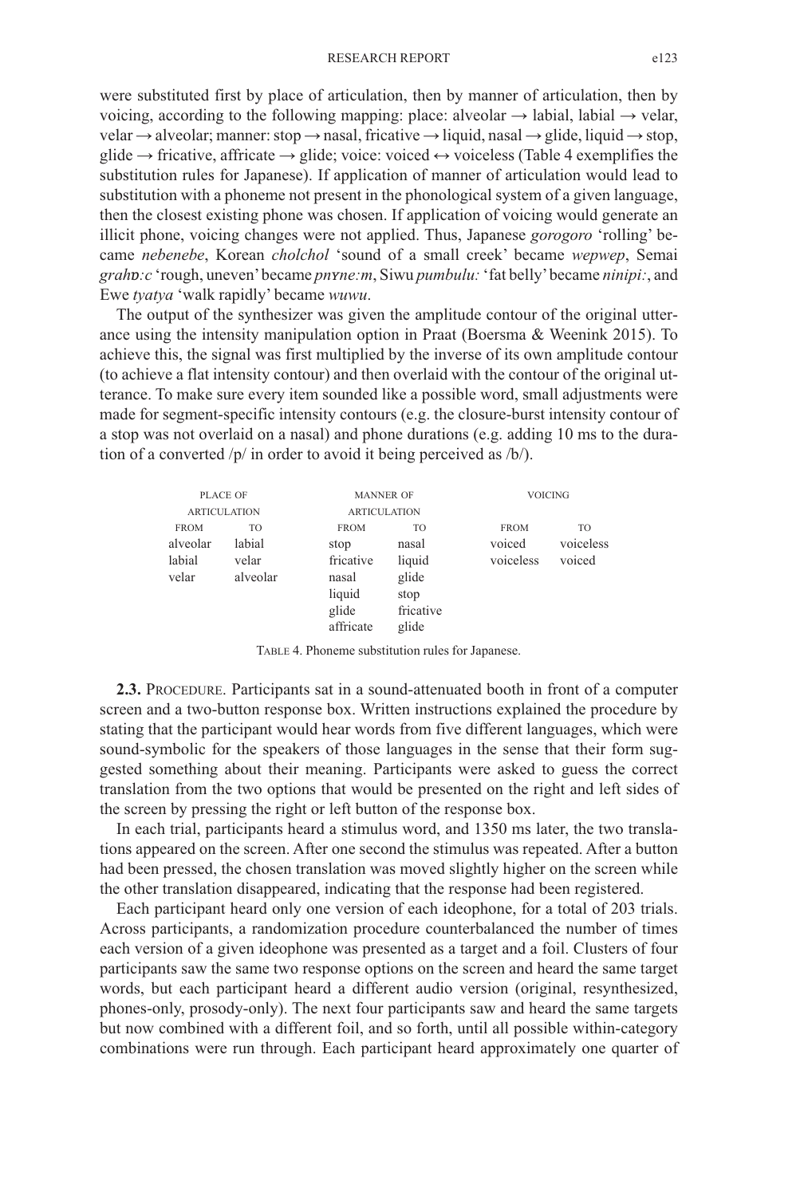were substituted first by place of articulation, then by manner of articulation, then by voicing, according to the following mapping: place: alveolar → labial, labial → velar, velar → alveolar; manner: stop → nasal, fricative → liquid, nasal → glide, liquid → stop, glide → fricative, affricate → glide; voice: voiced ↔ voiceless (Table 4 exemplifies the substitution rules for Japanese). If application of manner of articulation would lead to substitution with a phoneme not present in the phonological system of a given language, then the closest existing phone was chosen. If application of voicing would generate an illicit phone, voicing changes were not applied. Thus, Japanese *gorogoro* 'rolling' became *nebenebe*, Korean *cholchol* 'sound of a small creek' became *wepwep*, Semai *grahɒ:c* 'rough, uneven' became *pnɤne:m*, Siwu *pumbulu:* 'fat belly' became *ninipi:*, and Ewe *tyatya* 'walk rapidly' became *wuwu*.

The output of the synthesizer was given the amplitude contour of the original utterance using the intensity manipulation option in Praat (Boersma & Weenink 2015). To achieve this, the signal was first multiplied by the inverse of its own amplitude contour (to achieve a flat intensity contour) and then overlaid with the contour of the original utterance. To make sure every item sounded like a possible word, small adjustments were made for segment-specific intensity contours (e.g. the closure-burst intensity contour of a stop was not overlaid on a nasal) and phone durations (e.g. adding 10 ms to the duration of a converted /p/ in order to avoid it being perceived as /b/).

| Place of articulation | | Manner of articulation | | Voicing | |
|---|---|---|---|---|---|
| from | to | from | to | from | to |
| alveolar | labial | stop | nasal | voiced | voiceless |
| labial | velar | fricative | liquid | voiceless | voiced |
| velar | alveolar | nasal | glide | | |
| | | liquid | stop | | |
| | | glide | fricative | | |
| | | affricate | glide | | |

Table 4. Phoneme substitution rules for Japanese.

**2.3.** Procedure. Participants sat in a sound-attenuated booth in front of a computer screen and a two-button response box. Written instructions explained the procedure by stating that the participant would hear words from five different languages, which were sound-symbolic for the speakers of those languages in the sense that their form suggested something about their meaning. Participants were asked to guess the correct translation from the two options that would be presented on the right and left sides of the screen by pressing the right or left button of the response box.

In each trial, participants heard a stimulus word, and 1350 ms later, the two translations appeared on the screen. After one second the stimulus was repeated. After a button had been pressed, the chosen translation was moved slightly higher on the screen while the other translation disappeared, indicating that the response had been registered.

Each participant heard only one version of each ideophone, for a total of 203 trials. Across participants, a randomization procedure counterbalanced the number of times each version of a given ideophone was presented as a target and a foil. Clusters of four participants saw the same two response options on the screen and heard the same target words, but each participant heard a different audio version (original, resynthesized, phones-only, prosody-only). The next four participants saw and heard the same targets but now combined with a different foil, and so forth, until all possible within-category combinations were run through. Each participant heard approximately one quarter of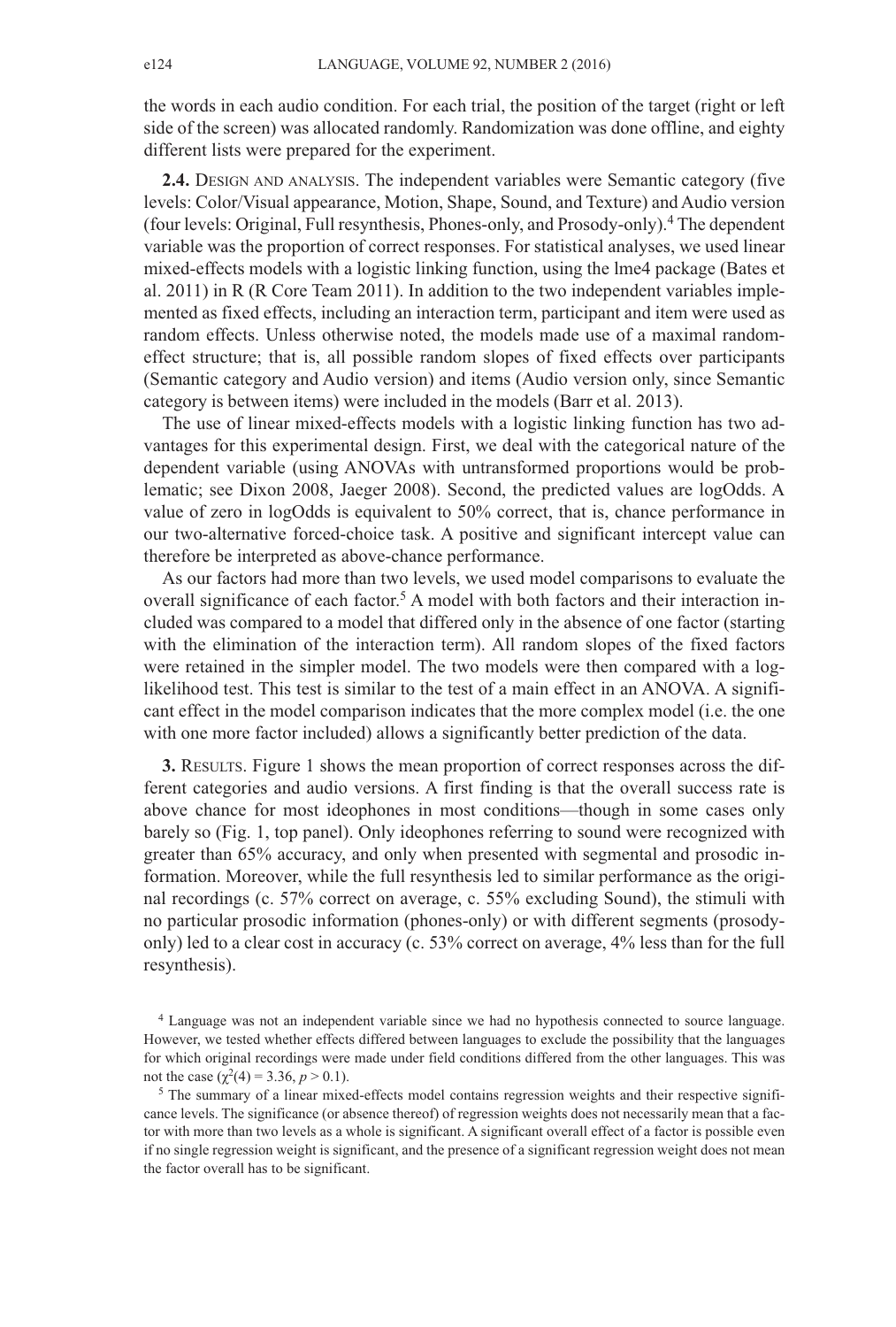the words in each audio condition. For each trial, the position of the target (right or left side of the screen) was allocated randomly. Randomization was done offline, and eighty different lists were prepared for the experiment.

**2.4.** Design and analysis. The independent variables were Semantic category (five levels: Color/Visual appearance, Motion, Shape, Sound, and Texture) and Audio version (four levels: Original, Full resynthesis, Phones-only, and Prosody-only).[4] The dependent variable was the proportion of correct responses. For statistical analyses, we used linear mixed-effects models with a logistic linking function, using the lme4 package (Bates et al. 2011) in R (R Core Team 2011). In addition to the two independent variables implemented as fixed effects, including an interaction term, participant and item were used as random effects. Unless otherwise noted, the models made use of a maximal random-effect structure; that is, all possible random slopes of fixed effects over participants (Semantic category and Audio version) and items (Audio version only, since Semantic category is between items) were included in the models (Barr et al. 2013).

The use of linear mixed-effects models with a logistic linking function has two advantages for this experimental design. First, we deal with the categorical nature of the dependent variable (using ANOVAs with untransformed proportions would be problematic; see Dixon 2008, Jaeger 2008). Second, the predicted values are logOdds. A value of zero in logOdds is equivalent to 50% correct, that is, chance performance in our two-alternative forced-choice task. A positive and significant intercept value can therefore be interpreted as above-chance performance.

As our factors had more than two levels, we used model comparisons to evaluate the overall significance of each factor.[5] A model with both factors and their interaction included was compared to a model that differed only in the absence of one factor (starting with the elimination of the interaction term). All random slopes of the fixed factors were retained in the simpler model. The two models were then compared with a log-likelihood test. This test is similar to the test of a main effect in an ANOVA. A significant effect in the model comparison indicates that the more complex model (i.e. the one with one more factor included) allows a significantly better prediction of the data.

**3.** Results. Figure 1 shows the mean proportion of correct responses across the different categories and audio versions. A first finding is that the overall success rate is above chance for most ideophones in most conditions—though in some cases only barely so (Fig. 1, top panel). Only ideophones referring to sound were recognized with greater than 65% accuracy, and only when presented with segmental and prosodic information. Moreover, while the full resynthesis led to similar performance as the original recordings (c. 57% correct on average, c. 55% excluding Sound), the stimuli with no particular prosodic information (phones-only) or with different segments (prosody-only) led to a clear cost in accuracy (c. 53% correct on average, 4% less than for the full resynthesis).

[4] Language was not an independent variable since we had no hypothesis connected to source language. However, we tested whether effects differed between languages to exclude the possibility that the languages for which original recordings were made under field conditions differed from the other languages. This was not the case ($\chi^2(4) = 3.36$, $p > 0.1$).

[5] The summary of a linear mixed-effects model contains regression weights and their respective significance levels. The significance (or absence thereof) of regression weights does not necessarily mean that a factor with more than two levels as a whole is significant. A significant overall effect of a factor is possible even if no single regression weight is significant, and the presence of a significant regression weight does not mean the factor overall has to be significant.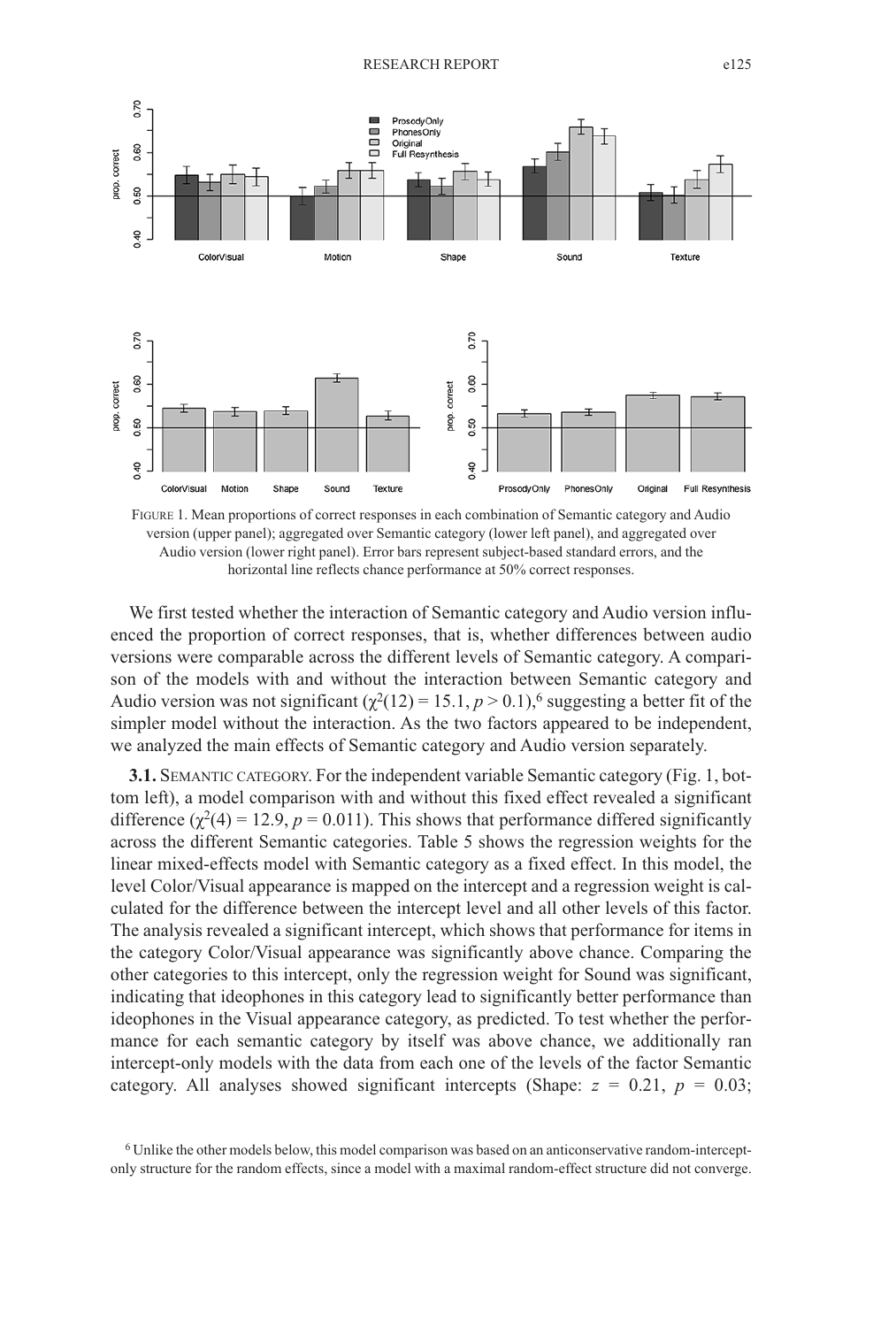FIGURE 1. Mean proportions of correct responses in each combination of Semantic category and Audio version (upper panel); aggregated over Semantic category (lower left panel), and aggregated over Audio version (lower right panel). Error bars represent subject-based standard errors, and the horizontal line reflects chance performance at 50% correct responses.

We first tested whether the interaction of Semantic category and Audio version influenced the proportion of correct responses, that is, whether differences between audio versions were comparable across the different levels of Semantic category. A comparison of the models with and without the interaction between Semantic category and Audio version was not significant ($\chi^2(12) = 15.1$, $p > 0.1$),[6] suggesting a better fit of the simpler model without the interaction. As the two factors appeared to be independent, we analyzed the main effects of Semantic category and Audio version separately.

**3.1.** Semantic category. For the independent variable Semantic category (Fig. 1, bottom left), a model comparison with and without this fixed effect revealed a significant difference ($\chi^2(4) = 12.9$, $p = 0.011$). This shows that performance differed significantly across the different Semantic categories. Table 5 shows the regression weights for the linear mixed-effects model with Semantic category as a fixed effect. In this model, the level Color/Visual appearance is mapped on the intercept and a regression weight is calculated for the difference between the intercept level and all other levels of this factor. The analysis revealed a significant intercept, which shows that performance for items in the category Color/Visual appearance was significantly above chance. Comparing the other categories to this intercept, only the regression weight for Sound was significant, indicating that ideophones in this category lead to significantly better performance than ideophones in the Visual appearance category, as predicted. To test whether the performance for each semantic category by itself was above chance, we additionally ran intercept-only models with the data from each one of the levels of the factor Semantic category. All analyses showed significant intercepts (Shape: $z = 0.21$, $p = 0.03$;

[6] Unlike the other models below, this model comparison was based on an anticonservative random-intercept-only structure for the random effects, since a model with a maximal random-effect structure did not converge.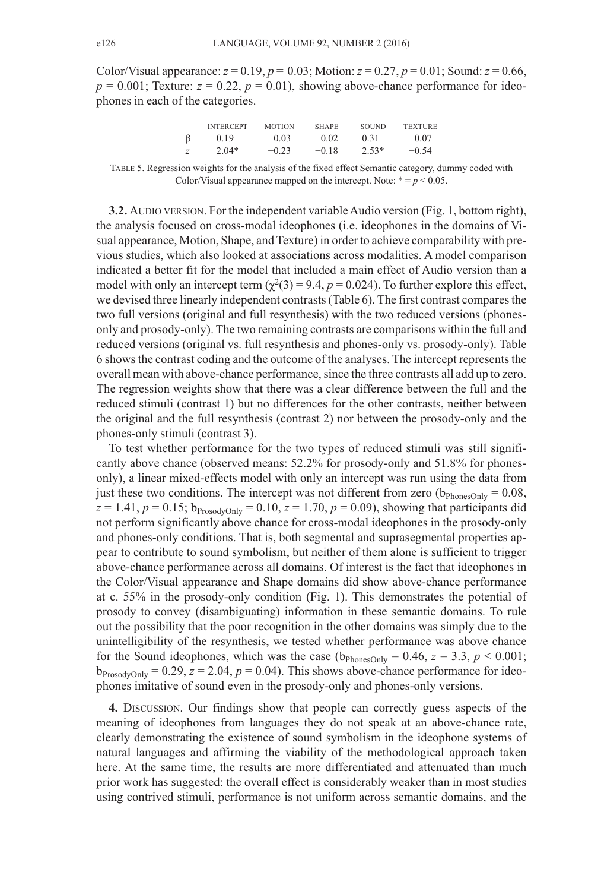Color/Visual appearance: $z = 0.19$, $p = 0.03$; Motion: $z = 0.27$, $p = 0.01$; Sound: $z = 0.66$, $p = 0.001$; Texture: $z = 0.22$, $p = 0.01$), showing above-chance performance for ideophones in each of the categories.

| | INTERCEPT | MOTION | SHAPE | SOUND | TEXTURE |
|---|---|---|---|---|---|
| β | 0.19 | −0.03 | −0.02 | 0.31 | −0.07 |
| *z* | 2.04* | −0.23 | −0.18 | 2.53* | −0.54 |

TABLE 5. Regression weights for the analysis of the fixed effect Semantic category, dummy coded with Color/Visual appearance mapped on the intercept. Note: * = $p < 0.05$.

**3.2.** AUDIO VERSION. For the independent variable Audio version (Fig. 1, bottom right), the analysis focused on cross-modal ideophones (i.e. ideophones in the domains of Visual appearance, Motion, Shape, and Texture) in order to achieve comparability with previous studies, which also looked at associations across modalities. A model comparison indicated a better fit for the model that included a main effect of Audio version than a model with only an intercept term ($\chi^2(3) = 9.4$, $p = 0.024$). To further explore this effect, we devised three linearly independent contrasts (Table 6). The first contrast compares the two full versions (original and full resynthesis) with the two reduced versions (phones-only and prosody-only). The two remaining contrasts are comparisons within the full and reduced versions (original vs. full resynthesis and phones-only vs. prosody-only). Table 6 shows the contrast coding and the outcome of the analyses. The intercept represents the overall mean with above-chance performance, since the three contrasts all add up to zero. The regression weights show that there was a clear difference between the full and the reduced stimuli (contrast 1) but no differences for the other contrasts, neither between the original and the full resynthesis (contrast 2) nor between the prosody-only and the phones-only stimuli (contrast 3).

To test whether performance for the two types of reduced stimuli was still significantly above chance (observed means: 52.2% for prosody-only and 51.8% for phones-only), a linear mixed-effects model with only an intercept was run using the data from just these two conditions. The intercept was not different from zero ($b_{PhonesOnly} = 0.08$, $z = 1.41$, $p = 0.15$; $b_{ProsodyOnly} = 0.10$, $z = 1.70$, $p = 0.09$), showing that participants did not perform significantly above chance for cross-modal ideophones in the prosody-only and phones-only conditions. That is, both segmental and suprasegmental properties appear to contribute to sound symbolism, but neither of them alone is sufficient to trigger above-chance performance across all domains. Of interest is the fact that ideophones in the Color/Visual appearance and Shape domains did show above-chance performance at c. 55% in the prosody-only condition (Fig. 1). This demonstrates the potential of prosody to convey (disambiguating) information in these semantic domains. To rule out the possibility that the poor recognition in the other domains was simply due to the unintelligibility of the resynthesis, we tested whether performance was above chance for the Sound ideophones, which was the case ($b_{PhonesOnly} = 0.46$, $z = 3.3$, $p < 0.001$; $b_{ProsodyOnly} = 0.29$, $z = 2.04$, $p = 0.04$). This shows above-chance performance for ideophones imitative of sound even in the prosody-only and phones-only versions.

**4.** DISCUSSION. Our findings show that people can correctly guess aspects of the meaning of ideophones from languages they do not speak at an above-chance rate, clearly demonstrating the existence of sound symbolism in the ideophone systems of natural languages and affirming the viability of the methodological approach taken here. At the same time, the results are more differentiated and attenuated than much prior work has suggested: the overall effect is considerably weaker than in most studies using contrived stimuli, performance is not uniform across semantic domains, and the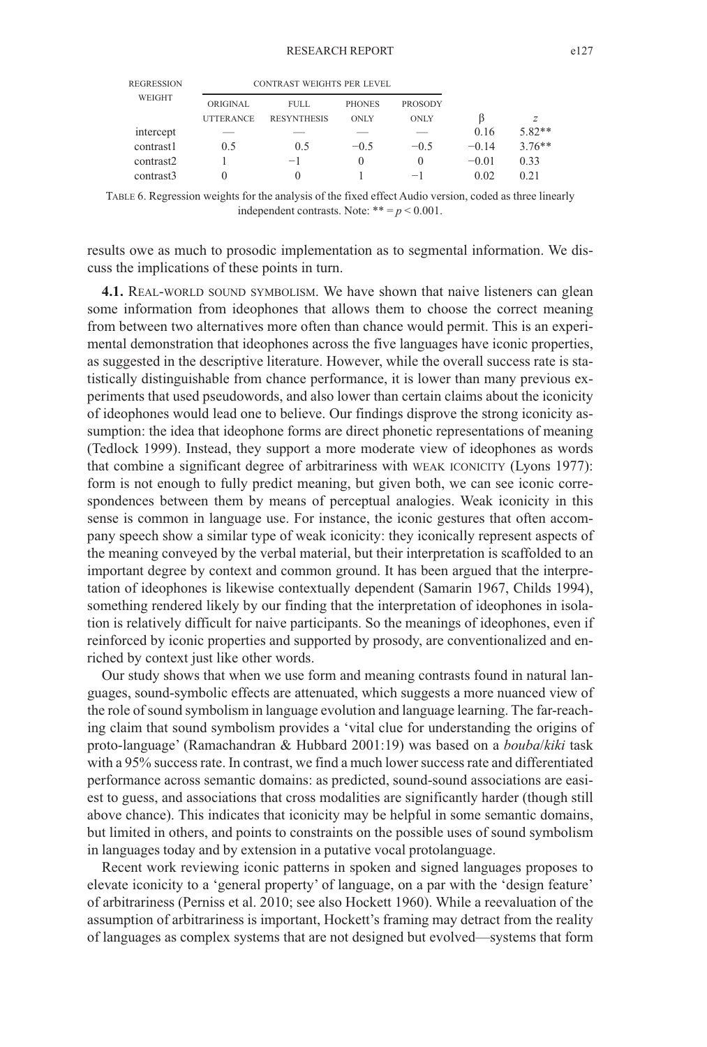| REGRESSION WEIGHT | CONTRAST WEIGHTS PER LEVEL | | | | | |
|---|---|---|---|---|---|---|
| | ORIGINAL UTTERANCE | FULL RESYNTHESIS | PHONES ONLY | PROSODY ONLY | β | $z$ |
| intercept | — | — | — | — | 0.16 | 5.82** |
| contrast1 | 0.5 | 0.5 | −0.5 | −0.5 | −0.14 | 3.76** |
| contrast2 | 1 | −1 | 0 | 0 | −0.01 | 0.33 |
| contrast3 | 0 | 0 | 1 | −1 | 0.02 | 0.21 |

TABLE 6. Regression weights for the analysis of the fixed effect Audio version, coded as three linearly independent contrasts. Note: ** = $p < 0.001$.

results owe as much to prosodic implementation as to segmental information. We discuss the implications of these points in turn.

**4.1.** REAL-WORLD SOUND SYMBOLISM. We have shown that naive listeners can glean some information from ideophones that allows them to choose the correct meaning from between two alternatives more often than chance would permit. This is an experimental demonstration that ideophones across the five languages have iconic properties, as suggested in the descriptive literature. However, while the overall success rate is statistically distinguishable from chance performance, it is lower than many previous experiments that used pseudowords, and also lower than certain claims about the iconicity of ideophones would lead one to believe. Our findings disprove the strong iconicity assumption: the idea that ideophone forms are direct phonetic representations of meaning (Tedlock 1999). Instead, they support a more moderate view of ideophones as words that combine a significant degree of arbitrariness with WEAK ICONICITY (Lyons 1977): form is not enough to fully predict meaning, but given both, we can see iconic correspondences between them by means of perceptual analogies. Weak iconicity in this sense is common in language use. For instance, the iconic gestures that often accompany speech show a similar type of weak iconicity: they iconically represent aspects of the meaning conveyed by the verbal material, but their interpretation is scaffolded to an important degree by context and common ground. It has been argued that the interpretation of ideophones is likewise contextually dependent (Samarin 1967, Childs 1994), something rendered likely by our finding that the interpretation of ideophones in isolation is relatively difficult for naive participants. So the meanings of ideophones, even if reinforced by iconic properties and supported by prosody, are conventionalized and enriched by context just like other words.

Our study shows that when we use form and meaning contrasts found in natural languages, sound-symbolic effects are attenuated, which suggests a more nuanced view of the role of sound symbolism in language evolution and language learning. The far-reaching claim that sound symbolism provides a 'vital clue for understanding the origins of proto-language' (Ramachandran & Hubbard 2001:19) was based on a *bouba*/*kiki* task with a 95% success rate. In contrast, we find a much lower success rate and differentiated performance across semantic domains: as predicted, sound-sound associations are easiest to guess, and associations that cross modalities are significantly harder (though still above chance). This indicates that iconicity may be helpful in some semantic domains, but limited in others, and points to constraints on the possible uses of sound symbolism in languages today and by extension in a putative vocal protolanguage.

Recent work reviewing iconic patterns in spoken and signed languages proposes to elevate iconicity to a 'general property' of language, on a par with the 'design feature' of arbitrariness (Perniss et al. 2010; see also Hockett 1960). While a reevaluation of the assumption of arbitrariness is important, Hockett's framing may detract from the reality of languages as complex systems that are not designed but evolved—systems that form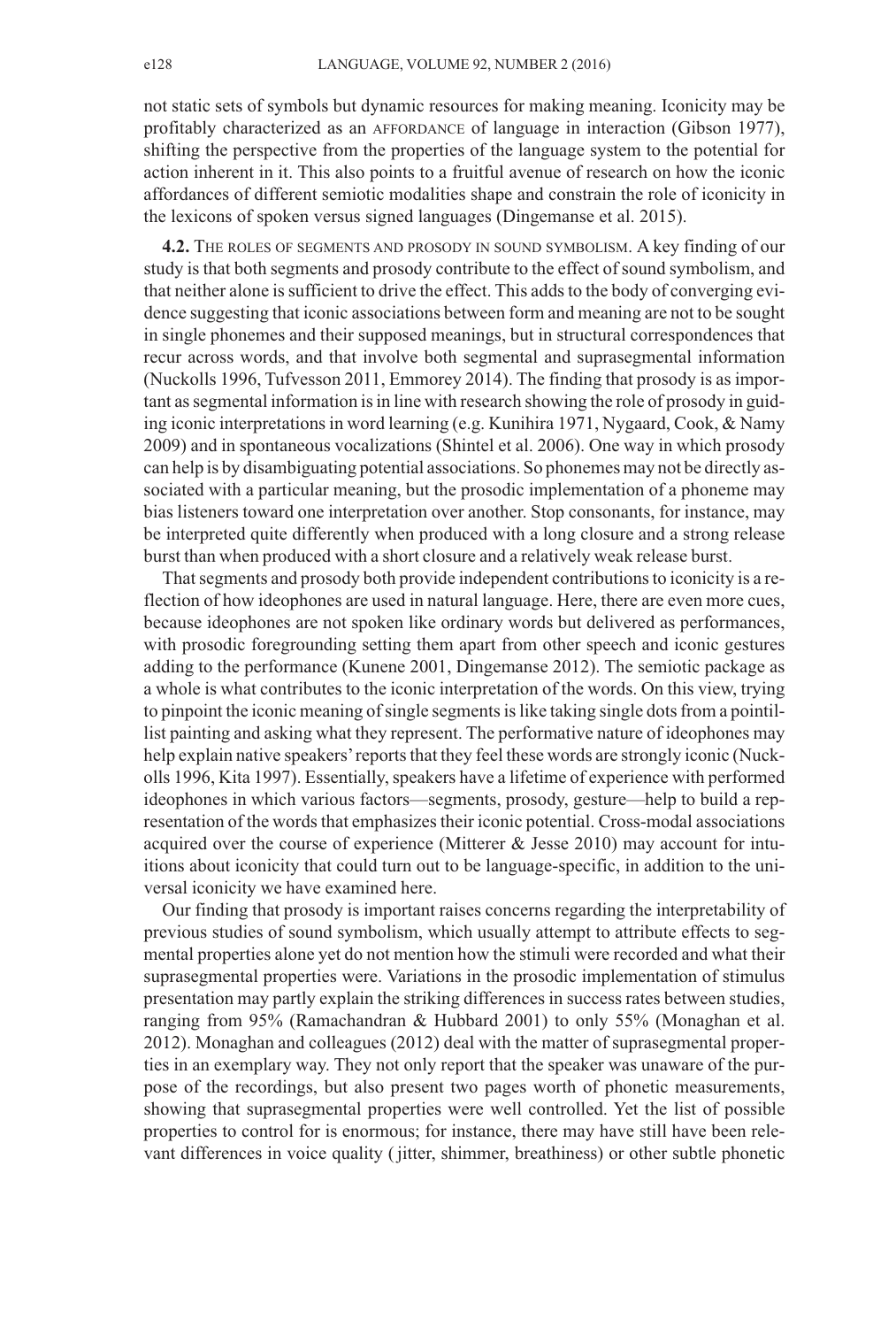not static sets of symbols but dynamic resources for making meaning. Iconicity may be profitably characterized as an AFFORDANCE of language in interaction (Gibson 1977), shifting the perspective from the properties of the language system to the potential for action inherent in it. This also points to a fruitful avenue of research on how the iconic affordances of different semiotic modalities shape and constrain the role of iconicity in the lexicons of spoken versus signed languages (Dingemanse et al. 2015).

**4.2.** THE ROLES OF SEGMENTS AND PROSODY IN SOUND SYMBOLISM. A key finding of our study is that both segments and prosody contribute to the effect of sound symbolism, and that neither alone is sufficient to drive the effect. This adds to the body of converging evidence suggesting that iconic associations between form and meaning are not to be sought in single phonemes and their supposed meanings, but in structural correspondences that recur across words, and that involve both segmental and suprasegmental information (Nuckolls 1996, Tufvesson 2011, Emmorey 2014). The finding that prosody is as important as segmental information is in line with research showing the role of prosody in guiding iconic interpretations in word learning (e.g. Kunihira 1971, Nygaard, Cook, & Namy 2009) and in spontaneous vocalizations (Shintel et al. 2006). One way in which prosody can help is by disambiguating potential associations. So phonemes may not be directly associated with a particular meaning, but the prosodic implementation of a phoneme may bias listeners toward one interpretation over another. Stop consonants, for instance, may be interpreted quite differently when produced with a long closure and a strong release burst than when produced with a short closure and a relatively weak release burst.

That segments and prosody both provide independent contributions to iconicity is a reflection of how ideophones are used in natural language. Here, there are even more cues, because ideophones are not spoken like ordinary words but delivered as performances, with prosodic foregrounding setting them apart from other speech and iconic gestures adding to the performance (Kunene 2001, Dingemanse 2012). The semiotic package as a whole is what contributes to the iconic interpretation of the words. On this view, trying to pinpoint the iconic meaning of single segments is like taking single dots from a pointillist painting and asking what they represent. The performative nature of ideophones may help explain native speakers' reports that they feel these words are strongly iconic (Nuckolls 1996, Kita 1997). Essentially, speakers have a lifetime of experience with performed ideophones in which various factors—segments, prosody, gesture—help to build a representation of the words that emphasizes their iconic potential. Cross-modal associations acquired over the course of experience (Mitterer & Jesse 2010) may account for intuitions about iconicity that could turn out to be language-specific, in addition to the universal iconicity we have examined here.

Our finding that prosody is important raises concerns regarding the interpretability of previous studies of sound symbolism, which usually attempt to attribute effects to segmental properties alone yet do not mention how the stimuli were recorded and what their suprasegmental properties were. Variations in the prosodic implementation of stimulus presentation may partly explain the striking differences in success rates between studies, ranging from 95% (Ramachandran & Hubbard 2001) to only 55% (Monaghan et al. 2012). Monaghan and colleagues (2012) deal with the matter of suprasegmental properties in an exemplary way. They not only report that the speaker was unaware of the purpose of the recordings, but also present two pages worth of phonetic measurements, showing that suprasegmental properties were well controlled. Yet the list of possible properties to control for is enormous; for instance, there may have still have been relevant differences in voice quality (jitter, shimmer, breathiness) or other subtle phonetic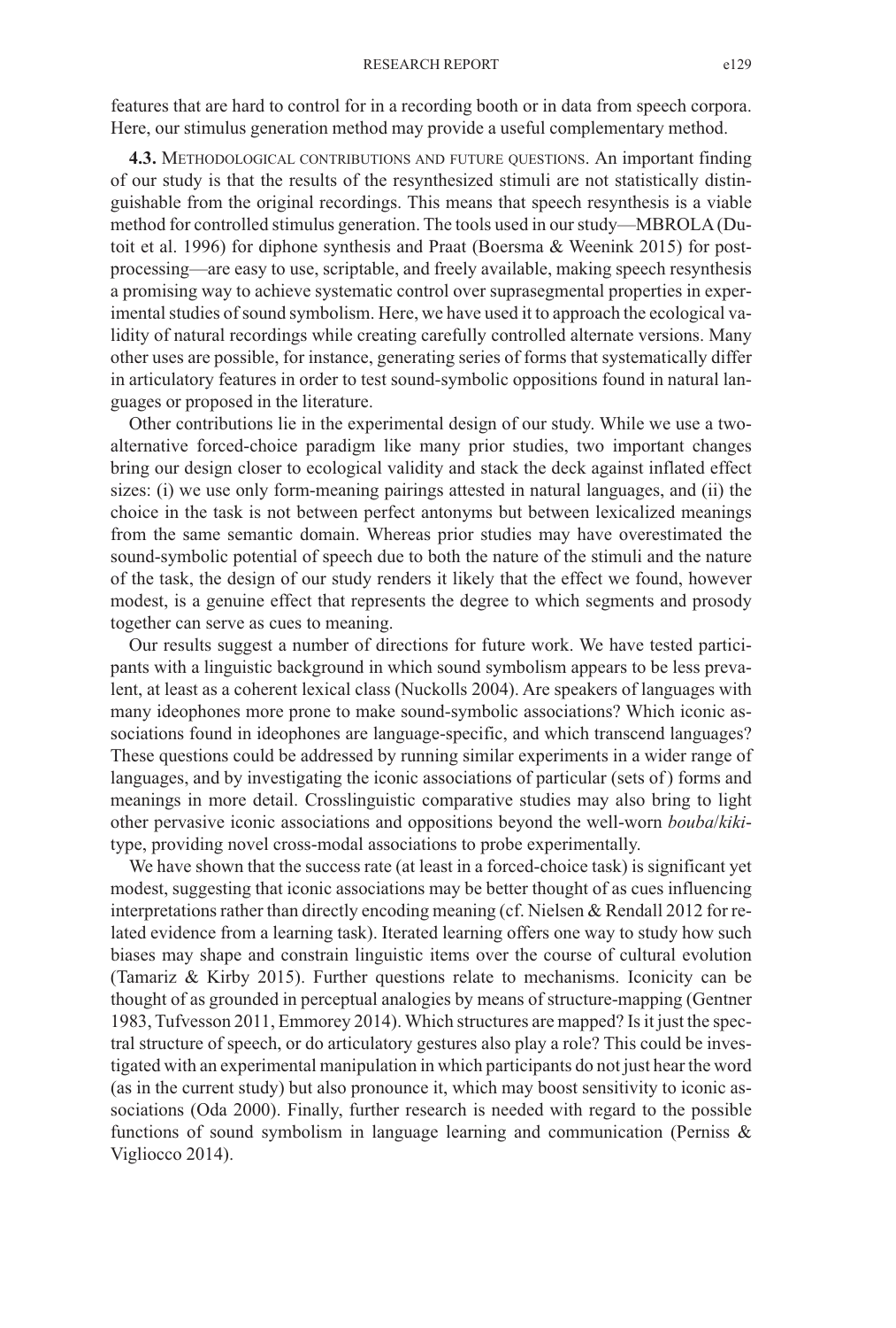features that are hard to control for in a recording booth or in data from speech corpora. Here, our stimulus generation method may provide a useful complementary method.

**4.3.** Methodological contributions and future questions. An important finding of our study is that the results of the resynthesized stimuli are not statistically distinguishable from the original recordings. This means that speech resynthesis is a viable method for controlled stimulus generation. The tools used in our study—MBROLA (Dutoit et al. 1996) for diphone synthesis and Praat (Boersma & Weenink 2015) for postprocessing—are easy to use, scriptable, and freely available, making speech resynthesis a promising way to achieve systematic control over suprasegmental properties in experimental studies of sound symbolism. Here, we have used it to approach the ecological validity of natural recordings while creating carefully controlled alternate versions. Many other uses are possible, for instance, generating series of forms that systematically differ in articulatory features in order to test sound-symbolic oppositions found in natural languages or proposed in the literature.

Other contributions lie in the experimental design of our study. While we use a two-alternative forced-choice paradigm like many prior studies, two important changes bring our design closer to ecological validity and stack the deck against inflated effect sizes: (i) we use only form-meaning pairings attested in natural languages, and (ii) the choice in the task is not between perfect antonyms but between lexicalized meanings from the same semantic domain. Whereas prior studies may have overestimated the sound-symbolic potential of speech due to both the nature of the stimuli and the nature of the task, the design of our study renders it likely that the effect we found, however modest, is a genuine effect that represents the degree to which segments and prosody together can serve as cues to meaning.

Our results suggest a number of directions for future work. We have tested participants with a linguistic background in which sound symbolism appears to be less prevalent, at least as a coherent lexical class (Nuckolls 2004). Are speakers of languages with many ideophones more prone to make sound-symbolic associations? Which iconic associations found in ideophones are language-specific, and which transcend languages? These questions could be addressed by running similar experiments in a wider range of languages, and by investigating the iconic associations of particular (sets of) forms and meanings in more detail. Crosslinguistic comparative studies may also bring to light other pervasive iconic associations and oppositions beyond the well-worn *bouba*/*kiki*-type, providing novel cross-modal associations to probe experimentally.

We have shown that the success rate (at least in a forced-choice task) is significant yet modest, suggesting that iconic associations may be better thought of as cues influencing interpretations rather than directly encoding meaning (cf. Nielsen & Rendall 2012 for related evidence from a learning task). Iterated learning offers one way to study how such biases may shape and constrain linguistic items over the course of cultural evolution (Tamariz & Kirby 2015). Further questions relate to mechanisms. Iconicity can be thought of as grounded in perceptual analogies by means of structure-mapping (Gentner 1983, Tufvesson 2011, Emmorey 2014). Which structures are mapped? Is it just the spectral structure of speech, or do articulatory gestures also play a role? This could be investigated with an experimental manipulation in which participants do not just hear the word (as in the current study) but also pronounce it, which may boost sensitivity to iconic associations (Oda 2000). Finally, further research is needed with regard to the possible functions of sound symbolism in language learning and communication (Perniss & Vigliocco 2014).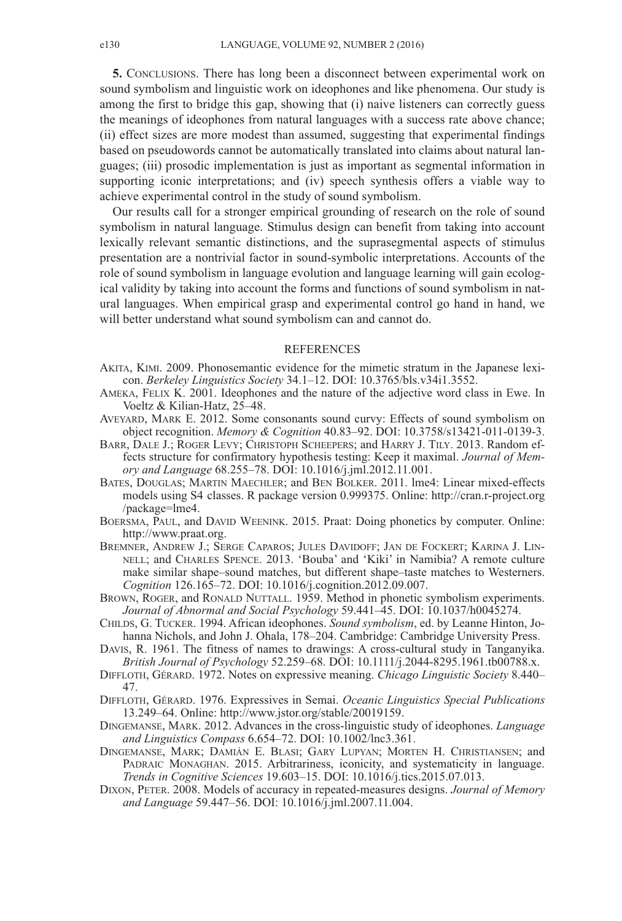**5.** Conclusions. There has long been a disconnect between experimental work on sound symbolism and linguistic work on ideophones and like phenomena. Our study is among the first to bridge this gap, showing that (i) naive listeners can correctly guess the meanings of ideophones from natural languages with a success rate above chance; (ii) effect sizes are more modest than assumed, suggesting that experimental findings based on pseudowords cannot be automatically translated into claims about natural languages; (iii) prosodic implementation is just as important as segmental information in supporting iconic interpretations; and (iv) speech synthesis offers a viable way to achieve experimental control in the study of sound symbolism.

Our results call for a stronger empirical grounding of research on the role of sound symbolism in natural language. Stimulus design can benefit from taking into account lexically relevant semantic distinctions, and the suprasegmental aspects of stimulus presentation are a nontrivial factor in sound-symbolic interpretations. Accounts of the role of sound symbolism in language evolution and language learning will gain ecological validity by taking into account the forms and functions of sound symbolism in natural languages. When empirical grasp and experimental control go hand in hand, we will better understand what sound symbolism can and cannot do.

## References

Akita, Kimi. 2009. Phonosemantic evidence for the mimetic stratum in the Japanese lexicon. *Berkeley Linguistics Society* 34.1–12. DOI: 10.3765/bls.v34i1.3552.

Ameka, Felix K. 2001. Ideophones and the nature of the adjective word class in Ewe. In Voeltz & Kilian-Hatz, 25–48.

Aveyard, Mark E. 2012. Some consonants sound curvy: Effects of sound symbolism on object recognition. *Memory & Cognition* 40.83–92. DOI: 10.3758/s13421-011-0139-3.

Barr, Dale J.; Roger Levy; Christoph Scheepers; and Harry J. Tily. 2013. Random effects structure for confirmatory hypothesis testing: Keep it maximal. *Journal of Memory and Language* 68.255–78. DOI: 10.1016/j.jml.2012.11.001.

Bates, Douglas; Martin Maechler; and Ben Bolker. 2011. lme4: Linear mixed-effects models using S4 classes. R package version 0.999375. Online: http://cran.r-project.org/package=lme4.

Boersma, Paul, and David Weenink. 2015. Praat: Doing phonetics by computer. Online: http://www.praat.org.

Bremner, Andrew J.; Serge Caparos; Jules Davidoff; Jan de Fockert; Karina J. Linnell; and Charles Spence. 2013. 'Bouba' and 'Kiki' in Namibia? A remote culture make similar shape–sound matches, but different shape–taste matches to Westerners. *Cognition* 126.165–72. DOI: 10.1016/j.cognition.2012.09.007.

Brown, Roger, and Ronald Nuttall. 1959. Method in phonetic symbolism experiments. *Journal of Abnormal and Social Psychology* 59.441–45. DOI: 10.1037/h0045274.

Childs, G. Tucker. 1994. African ideophones. *Sound symbolism*, ed. by Leanne Hinton, Johanna Nichols, and John J. Ohala, 178–204. Cambridge: Cambridge University Press.

Davis, R. 1961. The fitness of names to drawings: A cross-cultural study in Tanganyika. *British Journal of Psychology* 52.259–68. DOI: 10.1111/j.2044-8295.1961.tb00788.x.

Diffloth, Gérard. 1972. Notes on expressive meaning. *Chicago Linguistic Society* 8.440–47.

Diffloth, Gérard. 1976. Expressives in Semai. *Oceanic Linguistics Special Publications* 13.249–64. Online: http://www.jstor.org/stable/20019159.

Dingemanse, Mark. 2012. Advances in the cross-linguistic study of ideophones. *Language and Linguistics Compass* 6.654–72. DOI: 10.1002/lnc3.361.

Dingemanse, Mark; Damián E. Blasi; Gary Lupyan; Morten H. Christiansen; and Padraic Monaghan. 2015. Arbitrariness, iconicity, and systematicity in language. *Trends in Cognitive Sciences* 19.603–15. DOI: 10.1016/j.tics.2015.07.013.

Dixon, Peter. 2008. Models of accuracy in repeated-measures designs. *Journal of Memory and Language* 59.447–56. DOI: 10.1016/j.jml.2007.11.004.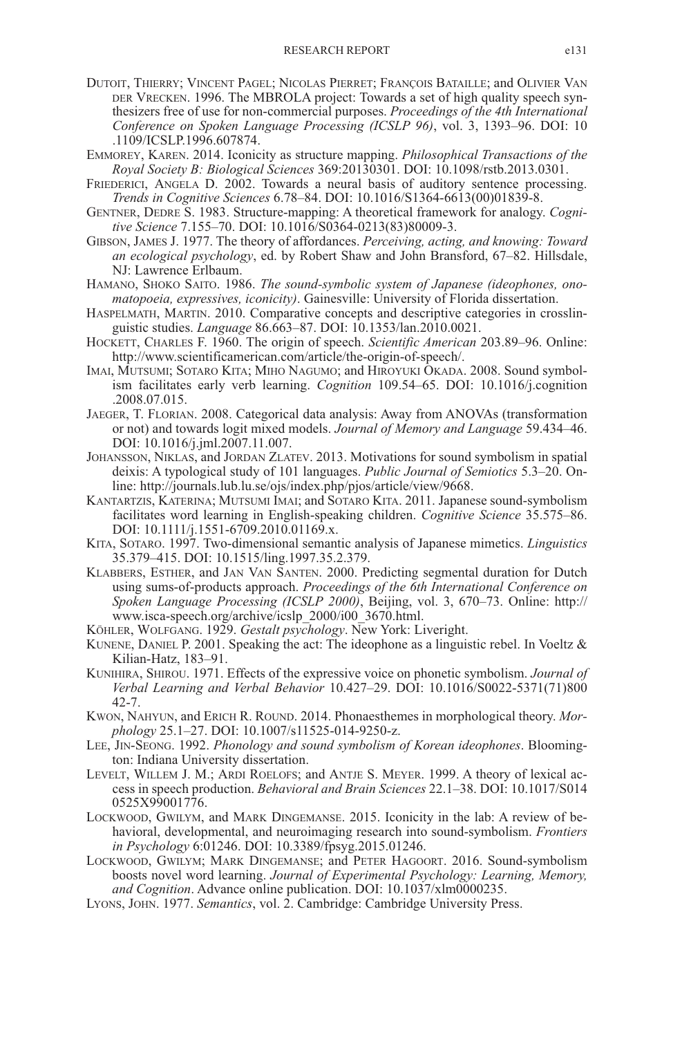Dutoit, Thierry; Vincent Pagel; Nicolas Pierret; François Bataille; and Olivier Van der Vrecken. 1996. The MBROLA project: Towards a set of high quality speech synthesizers free of use for non-commercial purposes. *Proceedings of the 4th International Conference on Spoken Language Processing (ICSLP 96)*, vol. 3, 1393–96. DOI: 10.1109/ICSLP.1996.607874.

Emmorey, Karen. 2014. Iconicity as structure mapping. *Philosophical Transactions of the Royal Society B: Biological Sciences* 369:20130301. DOI: 10.1098/rstb.2013.0301.

Friederici, Angela D. 2002. Towards a neural basis of auditory sentence processing. *Trends in Cognitive Sciences* 6.78–84. DOI: 10.1016/S1364-6613(00)01839-8.

Gentner, Dedre S. 1983. Structure-mapping: A theoretical framework for analogy. *Cognitive Science* 7.155–70. DOI: 10.1016/S0364-0213(83)80009-3.

Gibson, James J. 1977. The theory of affordances. *Perceiving, acting, and knowing: Toward an ecological psychology*, ed. by Robert Shaw and John Bransford, 67–82. Hillsdale, NJ: Lawrence Erlbaum.

Hamano, Shoko Saito. 1986. *The sound-symbolic system of Japanese (ideophones, onomatopoeia, expressives, iconicity)*. Gainesville: University of Florida dissertation.

Haspelmath, Martin. 2010. Comparative concepts and descriptive categories in crosslinguistic studies. *Language* 86.663–87. DOI: 10.1353/lan.2010.0021.

Hockett, Charles F. 1960. The origin of speech. *Scientific American* 203.89–96. Online: http://www.scientificamerican.com/article/the-origin-of-speech/.

Imai, Mutsumi; Sotaro Kita; Miho Nagumo; and Hiroyuki Okada. 2008. Sound symbolism facilitates early verb learning. *Cognition* 109.54–65. DOI: 10.1016/j.cognition.2008.07.015.

Jaeger, T. Florian. 2008. Categorical data analysis: Away from ANOVAs (transformation or not) and towards logit mixed models. *Journal of Memory and Language* 59.434–46. DOI: 10.1016/j.jml.2007.11.007.

Johansson, Niklas, and Jordan Zlatev. 2013. Motivations for sound symbolism in spatial deixis: A typological study of 101 languages. *Public Journal of Semiotics* 5.3–20. Online: http://journals.lub.lu.se/ojs/index.php/pjos/article/view/9668.

Kantartzis, Katerina; Mutsumi Imai; and Sotaro Kita. 2011. Japanese sound-symbolism facilitates word learning in English-speaking children. *Cognitive Science* 35.575–86. DOI: 10.1111/j.1551-6709.2010.01169.x.

Kita, Sotaro. 1997. Two-dimensional semantic analysis of Japanese mimetics. *Linguistics* 35.379–415. DOI: 10.1515/ling.1997.35.2.379.

Klabbers, Esther, and Jan Van Santen. 2000. Predicting segmental duration for Dutch using sums-of-products approach. *Proceedings of the 6th International Conference on Spoken Language Processing (ICSLP 2000)*, Beijing, vol. 3, 670–73. Online: http://www.isca-speech.org/archive/icslp_2000/i00_3670.html.

Köhler, Wolfgang. 1929. *Gestalt psychology*. New York: Liveright.

Kunene, Daniel P. 2001. Speaking the act: The ideophone as a linguistic rebel. In Voeltz & Kilian-Hatz, 183–91.

Kunihira, Shirou. 1971. Effects of the expressive voice on phonetic symbolism. *Journal of Verbal Learning and Verbal Behavior* 10.427–29. DOI: 10.1016/S0022-5371(71)80042-7.

Kwon, Nahyun, and Erich R. Round. 2014. Phonaesthemes in morphological theory. *Morphology* 25.1–27. DOI: 10.1007/s11525-014-9250-z.

Lee, Jin-Seong. 1992. *Phonology and sound symbolism of Korean ideophones*. Bloomington: Indiana University dissertation.

Levelt, Willem J. M.; Ardi Roelofs; and Antje S. Meyer. 1999. A theory of lexical access in speech production. *Behavioral and Brain Sciences* 22.1–38. DOI: 10.1017/S0140525X99001776.

Lockwood, Gwilym, and Mark Dingemanse. 2015. Iconicity in the lab: A review of behavioral, developmental, and neuroimaging research into sound-symbolism. *Frontiers in Psychology* 6:01246. DOI: 10.3389/fpsyg.2015.01246.

Lockwood, Gwilym; Mark Dingemanse; and Peter Hagoort. 2016. Sound-symbolism boosts novel word learning. *Journal of Experimental Psychology: Learning, Memory, and Cognition*. Advance online publication. DOI: 10.1037/xlm0000235.

Lyons, John. 1977. *Semantics*, vol. 2. Cambridge: Cambridge University Press.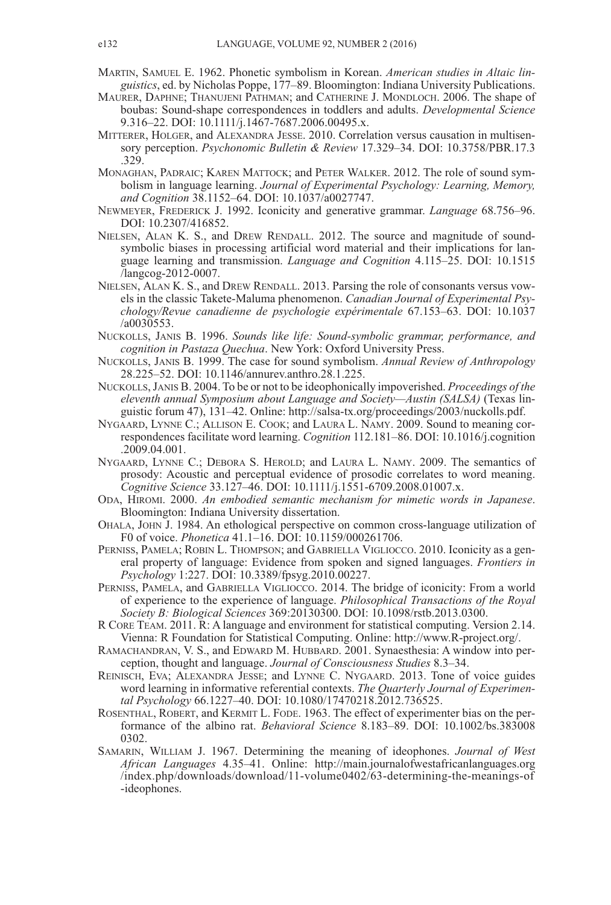Martin, Samuel E. 1962. Phonetic symbolism in Korean. *American studies in Altaic linguistics*, ed. by Nicholas Poppe, 177–89. Bloomington: Indiana University Publications.

Maurer, Daphne; Thanujeni Pathman; and Catherine J. Mondloch. 2006. The shape of boubas: Sound-shape correspondences in toddlers and adults. *Developmental Science* 9.316–22. DOI: 10.1111/j.1467-7687.2006.00495.x.

Mitterer, Holger, and Alexandra Jesse. 2010. Correlation versus causation in multisensory perception. *Psychonomic Bulletin & Review* 17.329–34. DOI: 10.3758/PBR.17.3.329.

Monaghan, Padraic; Karen Mattock; and Peter Walker. 2012. The role of sound symbolism in language learning. *Journal of Experimental Psychology: Learning, Memory, and Cognition* 38.1152–64. DOI: 10.1037/a0027747.

Newmeyer, Frederick J. 1992. Iconicity and generative grammar. *Language* 68.756–96. DOI: 10.2307/416852.

Nielsen, Alan K. S., and Drew Rendall. 2012. The source and magnitude of sound-symbolic biases in processing artificial word material and their implications for language learning and transmission. *Language and Cognition* 4.115–25. DOI: 10.1515/langcog-2012-0007.

Nielsen, Alan K. S., and Drew Rendall. 2013. Parsing the role of consonants versus vowels in the classic Takete-Maluma phenomenon. *Canadian Journal of Experimental Psychology/Revue canadienne de psychologie expérimentale* 67.153–63. DOI: 10.1037/a0030553.

Nuckolls, Janis B. 1996. *Sounds like life: Sound-symbolic grammar, performance, and cognition in Pastaza Quechua*. New York: Oxford University Press.

Nuckolls, Janis B. 1999. The case for sound symbolism. *Annual Review of Anthropology* 28.225–52. DOI: 10.1146/annurev.anthro.28.1.225.

Nuckolls, Janis B. 2004. To be or not to be ideophonically impoverished. *Proceedings of the eleventh annual Symposium about Language and Society—Austin (SALSA)* (Texas linguistic forum 47), 131–42. Online: http://salsa-tx.org/proceedings/2003/nuckolls.pdf.

Nygaard, Lynne C.; Allison E. Cook; and Laura L. Namy. 2009. Sound to meaning correspondences facilitate word learning. *Cognition* 112.181–86. DOI: 10.1016/j.cognition.2009.04.001.

Nygaard, Lynne C.; Debora S. Herold; and Laura L. Namy. 2009. The semantics of prosody: Acoustic and perceptual evidence of prosodic correlates to word meaning. *Cognitive Science* 33.127–46. DOI: 10.1111/j.1551-6709.2008.01007.x.

Oda, Hiromi. 2000. *An embodied semantic mechanism for mimetic words in Japanese*. Bloomington: Indiana University dissertation.

Ohala, John J. 1984. An ethological perspective on common cross-language utilization of F0 of voice. *Phonetica* 41.1–16. DOI: 10.1159/000261706.

Perniss, Pamela; Robin L. Thompson; and Gabriella Vigliocco. 2010. Iconicity as a general property of language: Evidence from spoken and signed languages. *Frontiers in Psychology* 1:227. DOI: 10.3389/fpsyg.2010.00227.

Perniss, Pamela, and Gabriella Vigliocco. 2014. The bridge of iconicity: From a world of experience to the experience of language. *Philosophical Transactions of the Royal Society B: Biological Sciences* 369:20130300. DOI: 10.1098/rstb.2013.0300.

R Core Team. 2011. R: A language and environment for statistical computing. Version 2.14. Vienna: R Foundation for Statistical Computing. Online: http://www.R-project.org/.

Ramachandran, V. S., and Edward M. Hubbard. 2001. Synaesthesia: A window into perception, thought and language. *Journal of Consciousness Studies* 8.3–34.

Reinisch, Eva; Alexandra Jesse; and Lynne C. Nygaard. 2013. Tone of voice guides word learning in informative referential contexts. *The Quarterly Journal of Experimental Psychology* 66.1227–40. DOI: 10.1080/17470218.2012.736525.

Rosenthal, Robert, and Kermit L. Fode. 1963. The effect of experimenter bias on the performance of the albino rat. *Behavioral Science* 8.183–89. DOI: 10.1002/bs.3830080302.

Samarin, William J. 1967. Determining the meaning of ideophones. *Journal of West African Languages* 4.35–41. Online: http://main.journalofwestafricanlanguages.org/index.php/downloads/download/11-volume0402/63-determining-the-meanings-of-ideophones.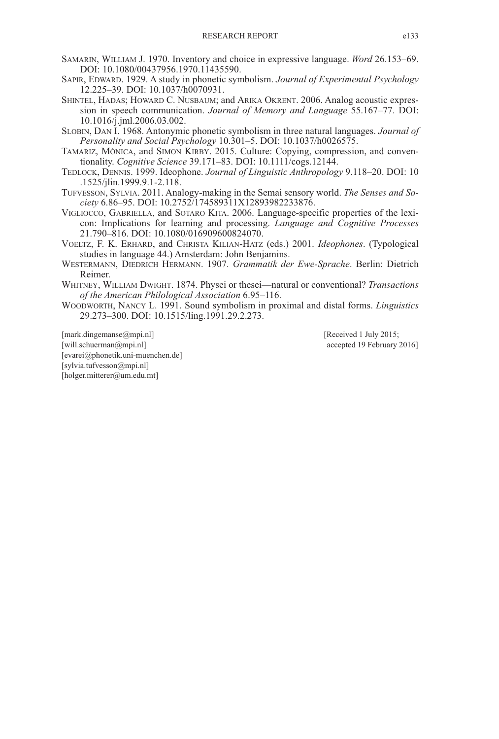Samarin, William J. 1970. Inventory and choice in expressive language. *Word* 26.153–69. DOI: 10.1080/00437956.1970.11435590.

Sapir, Edward. 1929. A study in phonetic symbolism. *Journal of Experimental Psychology* 12.225–39. DOI: 10.1037/h0070931.

Shintel, Hadas; Howard C. Nusbaum; and Arika Okrent. 2006. Analog acoustic expression in speech communication. *Journal of Memory and Language* 55.167–77. DOI: 10.1016/j.jml.2006.03.002.

Slobin, Dan I. 1968. Antonymic phonetic symbolism in three natural languages. *Journal of Personality and Social Psychology* 10.301–5. DOI: 10.1037/h0026575.

Tamariz, Mónica, and Simon Kirby. 2015. Culture: Copying, compression, and conventionality. *Cognitive Science* 39.171–83. DOI: 10.1111/cogs.12144.

Tedlock, Dennis. 1999. Ideophone. *Journal of Linguistic Anthropology* 9.118–20. DOI: 10.1525/jlin.1999.9.1-2.118.

Tufvesson, Sylvia. 2011. Analogy-making in the Semai sensory world. *The Senses and Society* 6.86–95. DOI: 10.2752/174589311X12893982233876.

Vigliocco, Gabriella, and Sotaro Kita. 2006. Language-specific properties of the lexicon: Implications for learning and processing. *Language and Cognitive Processes* 21.790–816. DOI: 10.1080/016909600824070.

Voeltz, F. K. Erhard, and Christa Kilian-Hatz (eds.) 2001. *Ideophones*. (Typological studies in language 44.) Amsterdam: John Benjamins.

Westermann, Diedrich Hermann. 1907. *Grammatik der Ewe-Sprache*. Berlin: Dietrich Reimer.

Whitney, William Dwight. 1874. Physei or thesei—natural or conventional? *Transactions of the American Philological Association* 6.95–116.

Woodworth, Nancy L. 1991. Sound symbolism in proximal and distal forms. *Linguistics* 29.273–300. DOI: 10.1515/ling.1991.29.2.273.

[mark.dingemanse@mpi.nl]
[will.schuerman@mpi.nl]
[evarei@phonetik.uni-muenchen.de]
[sylvia.tufvesson@mpi.nl]
[holger.mitterer@um.edu.mt]

[Received 1 July 2015;
accepted 19 February 2016]